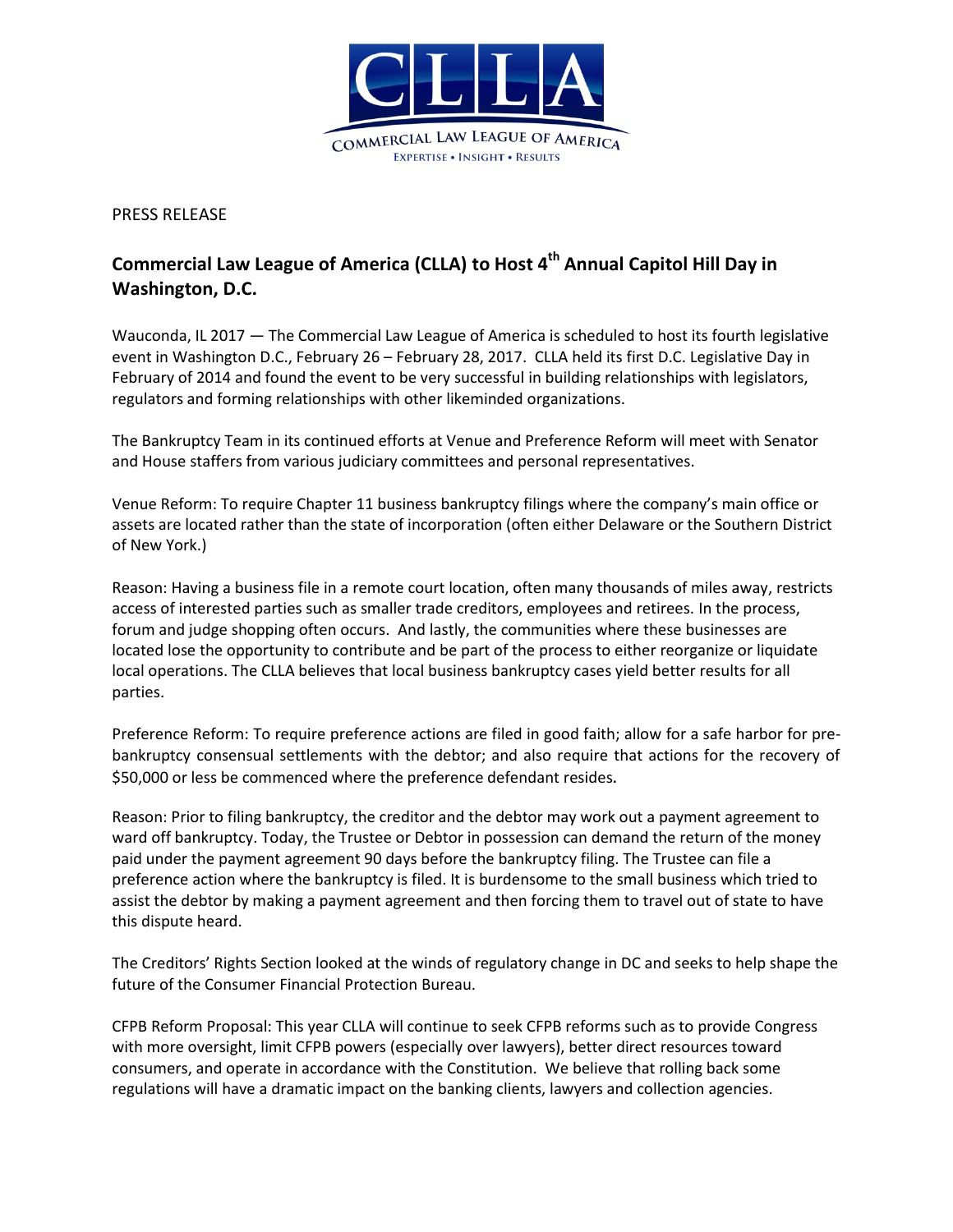PRESS RELEASE

# Commercial Law League of America (CLLA) to Host 4th Annual Capitol Hill Day in Washington, D.C.

Wauconda, IL 2017 — The Commercial Law League of America is scheduled to host its fourth legislative event in Washington D.C., February 26 – February 28, 2017. CLLA held its first D.C. Legislative Day in February of 2014 and found the event to be very successful in building relationships with legislators, regulators and forming relationships with other likeminded organizations.

The Bankruptcy Team in its continued efforts at Venue and Preference Reform will meet with Senator and House staffers from various judiciary committees and personal representatives.

Venue Reform: To require Chapter 11 business bankruptcy filings where the company's main office or assets are located rather than the state of incorporation (often either Delaware or the Southern District of New York.)

Reason: Having a business file in a remote court location, often many thousands of miles away, restricts access of interested parties such as smaller trade creditors, employees and retirees. In the process, forum and judge shopping often occurs. And lastly, the communities where these businesses are located lose the opportunity to contribute and be part of the process to either reorganize or liquidate local operations. The CLLA believes that local business bankruptcy cases yield better results for all parties.

Preference Reform: To require preference actions are filed in good faith; allow for a safe harbor for pre-bankruptcy consensual settlements with the debtor; and also require that actions for the recovery of $50,000 or less be commenced where the preference defendant resides.

Reason: Prior to filing bankruptcy, the creditor and the debtor may work out a payment agreement to ward off bankruptcy. Today, the Trustee or Debtor in possession can demand the return of the money paid under the payment agreement 90 days before the bankruptcy filing. The Trustee can file a preference action where the bankruptcy is filed. It is burdensome to the small business which tried to assist the debtor by making a payment agreement and then forcing them to travel out of state to have this dispute heard.

The Creditors' Rights Section looked at the winds of regulatory change in DC and seeks to help shape the future of the Consumer Financial Protection Bureau.

CFPB Reform Proposal: This year CLLA will continue to seek CFPB reforms such as to provide Congress with more oversight, limit CFPB powers (especially over lawyers), better direct resources toward consumers, and operate in accordance with the Constitution. We believe that rolling back some regulations will have a dramatic impact on the banking clients, lawyers and collection agencies.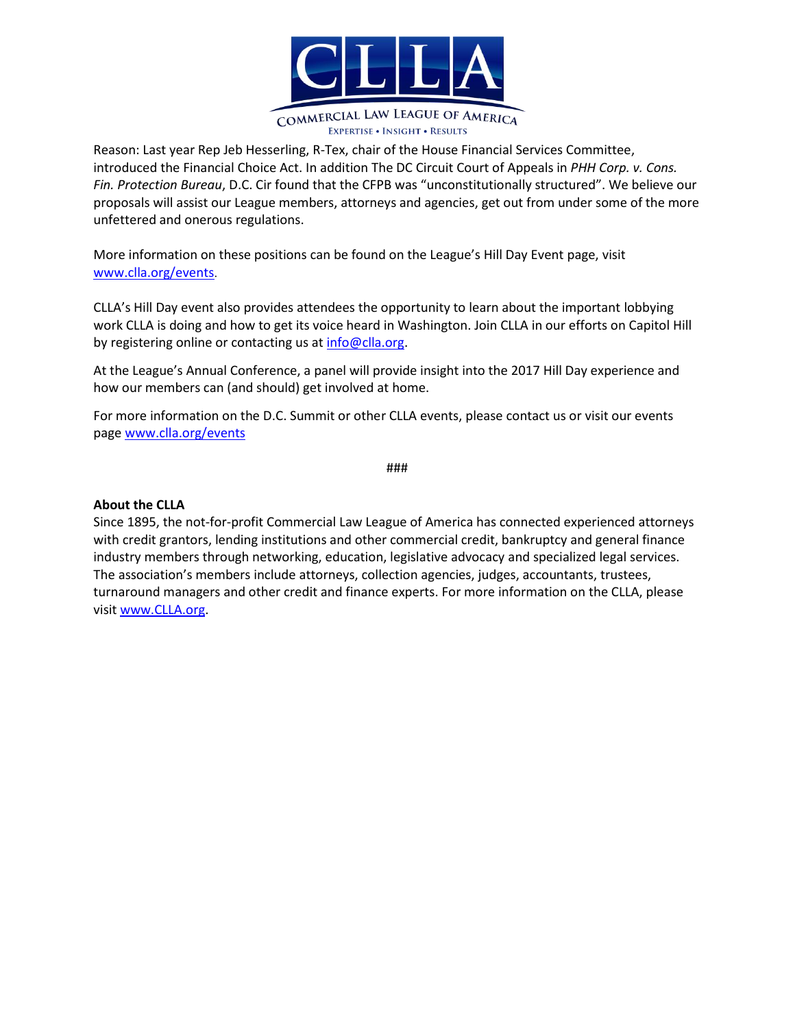Reason: Last year Rep Jeb Hesserling, R-Tex, chair of the House Financial Services Committee, introduced the Financial Choice Act. In addition The DC Circuit Court of Appeals in *PHH Corp. v. Cons. Fin. Protection Bureau*, D.C. Cir found that the CFPB was "unconstitutionally structured". We believe our proposals will assist our League members, attorneys and agencies, get out from under some of the more unfettered and onerous regulations.

More information on these positions can be found on the League's Hill Day Event page, visit [www.clla.org/events](www.clla.org/events).

CLLA's Hill Day event also provides attendees the opportunity to learn about the important lobbying work CLLA is doing and how to get its voice heard in Washington. Join CLLA in our efforts on Capitol Hill by registering online or contacting us at [info@clla.org](mailto:info@clla.org).

At the League's Annual Conference, a panel will provide insight into the 2017 Hill Day experience and how our members can (and should) get involved at home.

For more information on the D.C. Summit or other CLLA events, please contact us or visit our events page [www.clla.org/events](www.clla.org/events)

###

**About the CLLA**

Since 1895, the not-for-profit Commercial Law League of America has connected experienced attorneys with credit grantors, lending institutions and other commercial credit, bankruptcy and general finance industry members through networking, education, legislative advocacy and specialized legal services. The association's members include attorneys, collection agencies, judges, accountants, trustees, turnaround managers and other credit and finance experts. For more information on the CLLA, please visit [www.CLLA.org](www.CLLA.org).